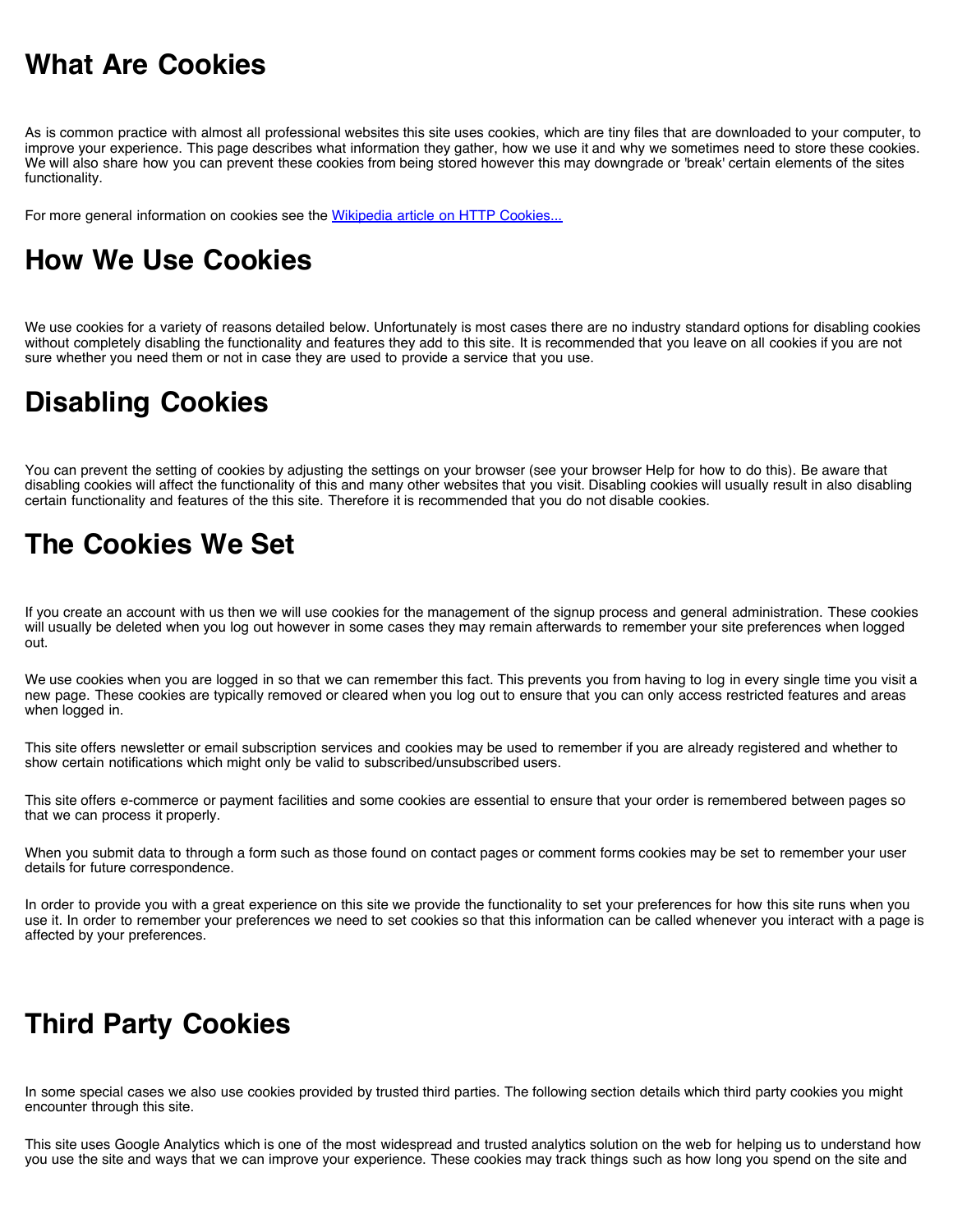# What Are Cookies

As is common practice with almost all professional websites this site uses cookies, which are tiny files that are downloaded to your computer, to improve your experience. This page describes what information they gather, how we use it and why we sometimes need to store these cookies. We will also share how you can prevent these cookies from being stored however this may downgrade or 'break' certain elements of the sites functionality.

For more general information on cookies see the [Wikipedia article on HTTP Cookies...]()

# How We Use Cookies

We use cookies for a variety of reasons detailed below. Unfortunately is most cases there are no industry standard options for disabling cookies without completely disabling the functionality and features they add to this site. It is recommended that you leave on all cookies if you are not sure whether you need them or not in case they are used to provide a service that you use.

# Disabling Cookies

You can prevent the setting of cookies by adjusting the settings on your browser (see your browser Help for how to do this). Be aware that disabling cookies will affect the functionality of this and many other websites that you visit. Disabling cookies will usually result in also disabling certain functionality and features of the this site. Therefore it is recommended that you do not disable cookies.

# The Cookies We Set

If you create an account with us then we will use cookies for the management of the signup process and general administration. These cookies will usually be deleted when you log out however in some cases they may remain afterwards to remember your site preferences when logged out.

We use cookies when you are logged in so that we can remember this fact. This prevents you from having to log in every single time you visit a new page. These cookies are typically removed or cleared when you log out to ensure that you can only access restricted features and areas when logged in.

This site offers newsletter or email subscription services and cookies may be used to remember if you are already registered and whether to show certain notifications which might only be valid to subscribed/unsubscribed users.

This site offers e-commerce or payment facilities and some cookies are essential to ensure that your order is remembered between pages so that we can process it properly.

When you submit data to through a form such as those found on contact pages or comment forms cookies may be set to remember your user details for future correspondence.

In order to provide you with a great experience on this site we provide the functionality to set your preferences for how this site runs when you use it. In order to remember your preferences we need to set cookies so that this information can be called whenever you interact with a page is affected by your preferences.

# Third Party Cookies

In some special cases we also use cookies provided by trusted third parties. The following section details which third party cookies you might encounter through this site.

This site uses Google Analytics which is one of the most widespread and trusted analytics solution on the web for helping us to understand how you use the site and ways that we can improve your experience. These cookies may track things such as how long you spend on the site and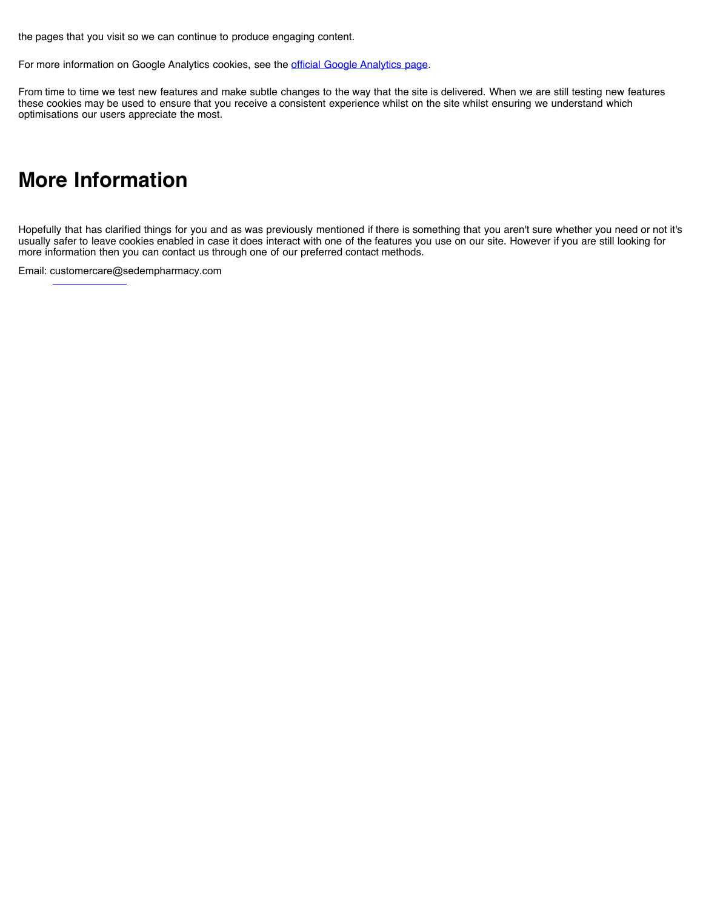the pages that you visit so we can continue to produce engaging content.

For more information on Google Analytics cookies, see the official Google Analytics page.

From time to time we test new features and make subtle changes to the way that the site is delivered. When we are still testing new features these cookies may be used to ensure that you receive a consistent experience whilst on the site whilst ensuring we understand which optimisations our users appreciate the most.

# More Information

Hopefully that has clarified things for you and as was previously mentioned if there is something that you aren't sure whether you need or not it's usually safer to leave cookies enabled in case it does interact with one of the features you use on our site. However if you are still looking for more information then you can contact us through one of our preferred contact methods.

Email: customercare@sedempharmacy.com